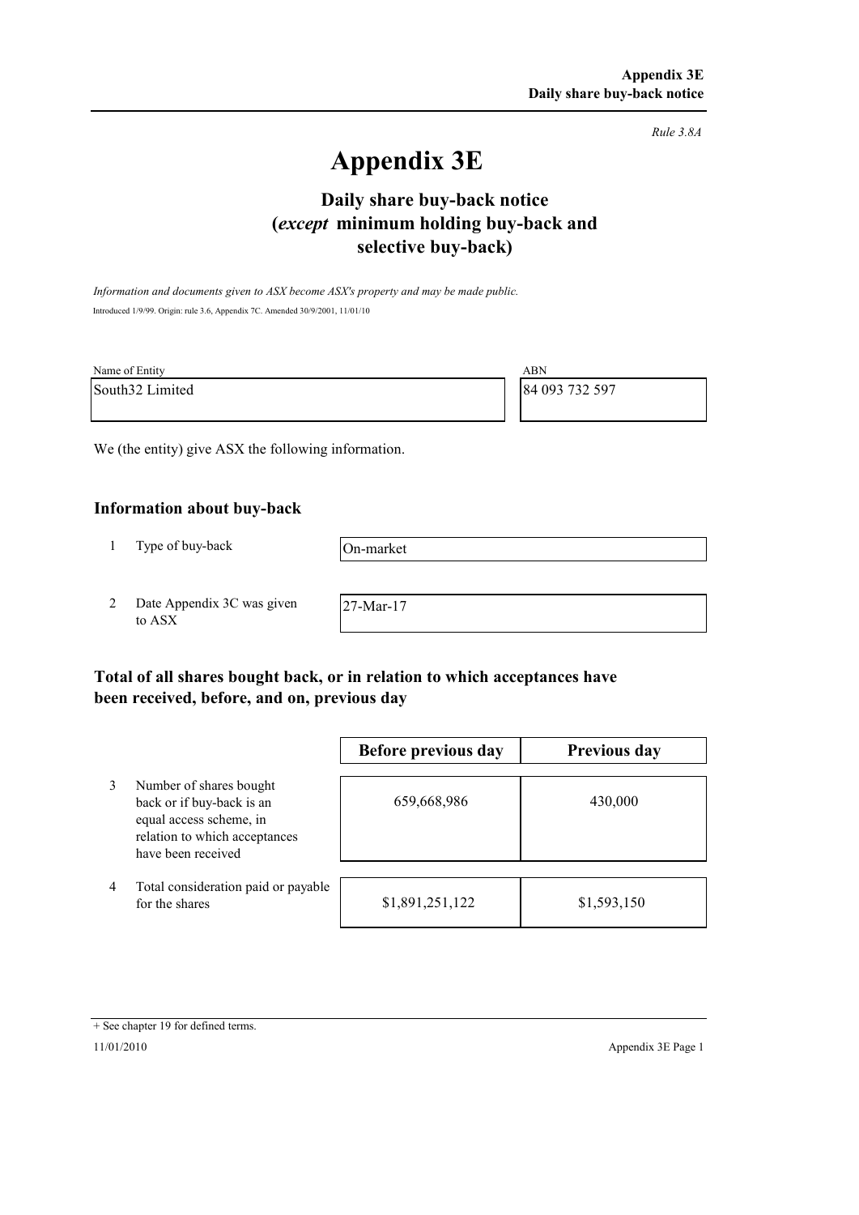*Rule 3.8A*

# Appendix 3E

## Daily share buy-back notice (*except* minimum holding buy-back and selective buy-back)

*Information and documents given to ASX become ASX's property and may be made public.*

Introduced 1/9/99. Origin: rule 3.6, Appendix 7C. Amended 30/9/2001, 11/01/10

| Name of Entity | ABN |
|---|---|
| South32 Limited | 84 093 732 597 |

We (the entity) give ASX the following information.

### Information about buy-back

| | | |
|---|---|---|
| 1 | Type of buy-back | On-market |
| 2 | Date Appendix 3C was given to ASX | 27-Mar-17 |

### Total of all shares bought back, or in relation to which acceptances have been received, before, and on, previous day

| | | Before previous day | Previous day |
|---|---|---|---|
| 3 | Number of shares bought back or if buy-back is an equal access scheme, in relation to which acceptances have been received | 659,668,986 | 430,000 |
| 4 | Total consideration paid or payable for the shares | $1,891,251,122 | $1,593,150 |

+ See chapter 19 for defined terms.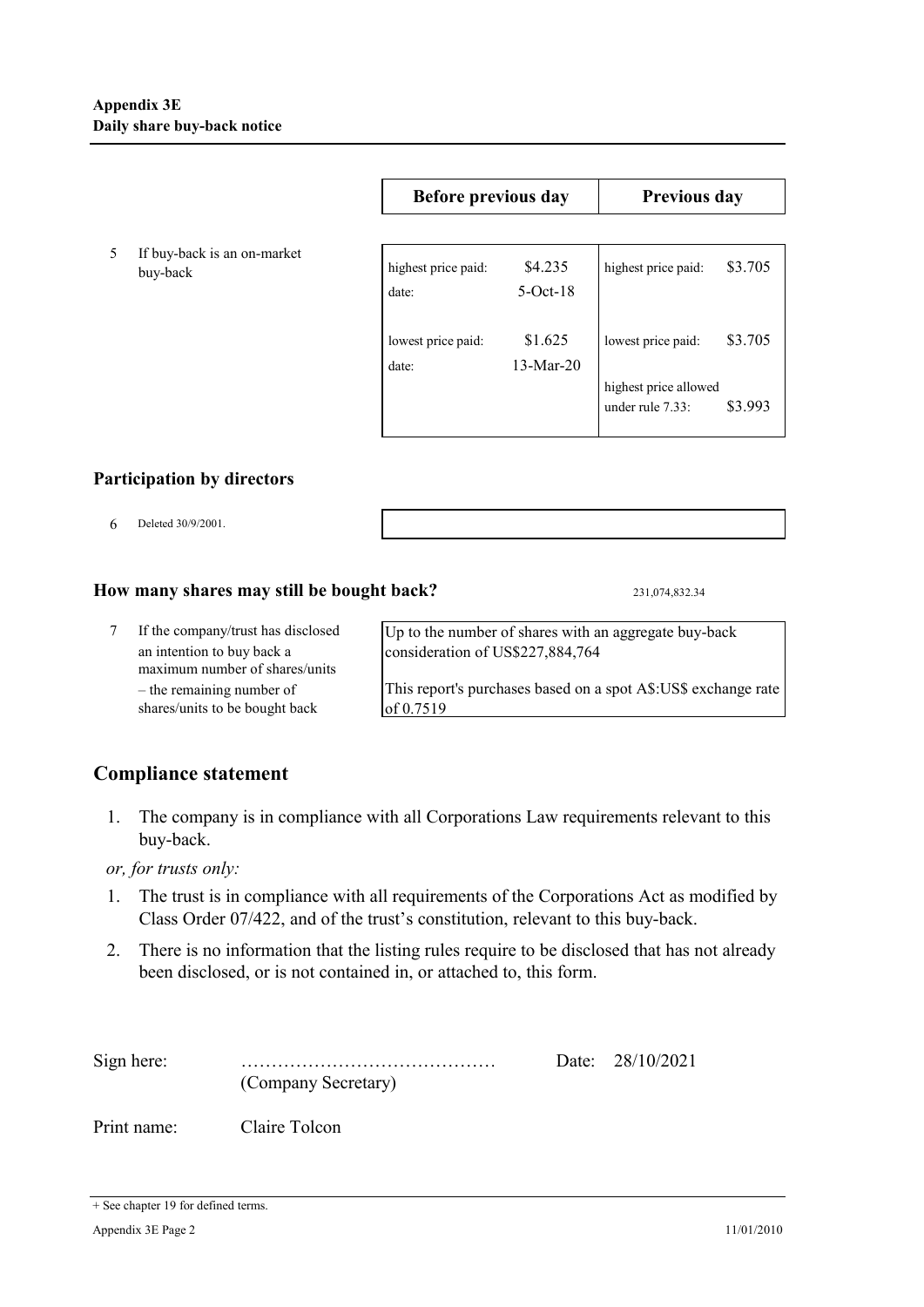**Appendix 3E**
**Daily share buy-back notice**

| | Before previous day | | Previous day | |
|---|---|---|---|---|
| 5 If buy-back is an on-market buy-back | highest price paid: | $4.235 | highest price paid: | $3.705 |
| | date: | 5-Oct-18 | | |
| | lowest price paid: | $1.625 | lowest price paid: | $3.705 |
| | date: | 13-Mar-20 | | |
| | | | highest price allowed under rule 7.33: | $3.993 |

## Participation by directors

6 Deleted 30/9/2001.

## How many shares may still be bought back?

231,074,832.34

7 If the company/trust has disclosed an intention to buy back a maximum number of shares/units – the remaining number of shares/units to be bought back

Up to the number of shares with an aggregate buy-back consideration of US$227,884,764

This report's purchases based on a spot A$:US$ exchange rate of 0.7519

## Compliance statement

1. The company is in compliance with all Corporations Law requirements relevant to this buy-back.

*or, for trusts only:*

1. The trust is in compliance with all requirements of the Corporations Act as modified by Class Order 07/422, and of the trust's constitution, relevant to this buy-back.
2. There is no information that the listing rules require to be disclosed that has not already been disclosed, or is not contained in, or attached to, this form.

Sign here: …………………………………… (Company Secretary) Date: 28/10/2021

Print name: Claire Tolcon

+ See chapter 19 for defined terms.